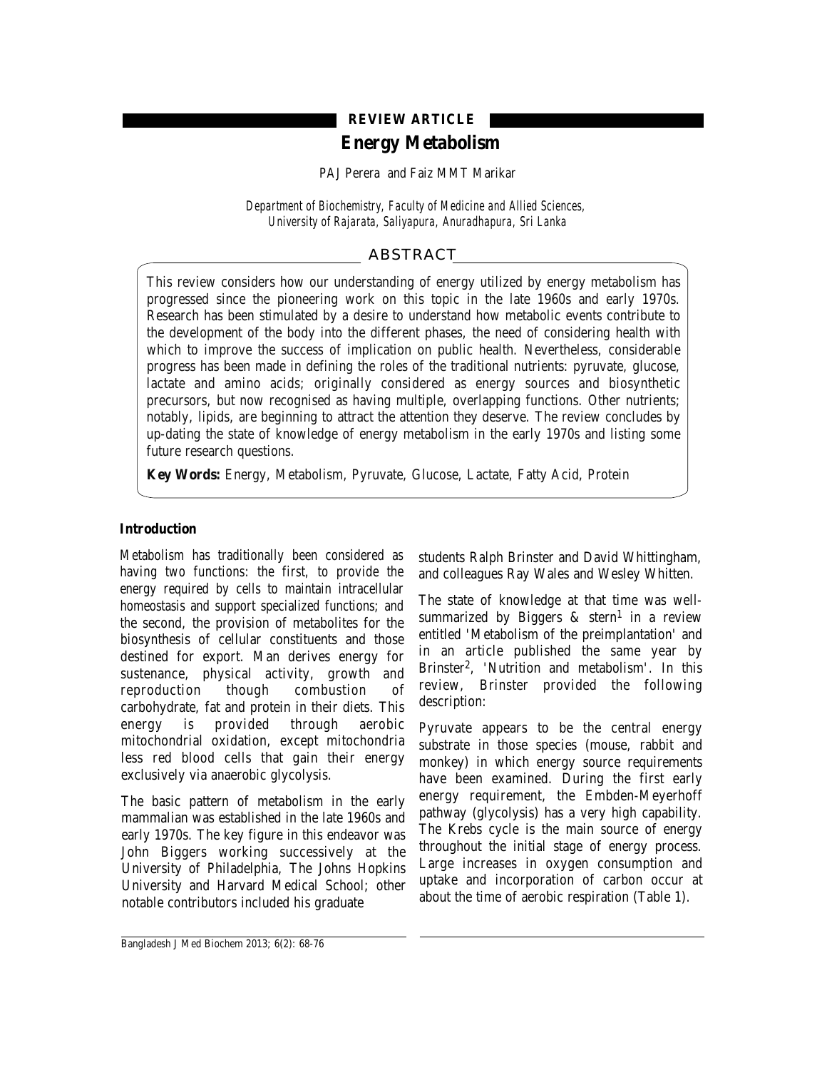REVIEW ARTICLE

# Energy Metabolism

PAJ Perera and Faiz MMT Marikar

*Department of Biochemistry, Faculty of Medicine and Allied Sciences, University of Rajarata, Saliyapura, Anuradhapura, Sri Lanka*

## ABSTRACT

This review considers how our understanding of energy utilized by energy metabolism has progressed since the pioneering work on this topic in the late 1960s and early 1970s. Research has been stimulated by a desire to understand how metabolic events contribute to the development of the body into the different phases, the need of considering health with which to improve the success of implication on public health. Nevertheless, considerable progress has been made in defining the roles of the traditional nutrients: pyruvate, glucose, lactate and amino acids; originally considered as energy sources and biosynthetic precursors, but now recognised as having multiple, overlapping functions. Other nutrients; notably, lipids, are beginning to attract the attention they deserve. The review concludes by up-dating the state of knowledge of energy metabolism in the early 1970s and listing some future research questions.

**Key Words:** Energy, Metabolism, Pyruvate, Glucose, Lactate, Fatty Acid, Protein

### Introduction

Metabolism has traditionally been considered as having two functions: the first, to provide the energy required by cells to maintain intracellular homeostasis and support specialized functions; and the second, the provision of metabolites for the biosynthesis of cellular constituents and those destined for export. Man derives energy for sustenance, physical activity, growth and reproduction though combustion of carbohydrate, fat and protein in their diets. This energy is provided through aerobic mitochondrial oxidation, except mitochondria less red blood cells that gain their energy exclusively via anaerobic glycolysis.

The basic pattern of metabolism in the early mammalian was established in the late 1960s and early 1970s. The key figure in this endeavor was John Biggers working successively at the University of Philadelphia, The Johns Hopkins University and Harvard Medical School; other notable contributors included his graduate students Ralph Brinster and David Whittingham, and colleagues Ray Wales and Wesley Whitten.

The state of knowledge at that time was well-summarized by Biggers & stern[1] in a review entitled 'Metabolism of the preimplantation' and in an article published the same year by Brinster[2], 'Nutrition and metabolism'. In this review, Brinster provided the following description:

Pyruvate appears to be the central energy substrate in those species (mouse, rabbit and monkey) in which energy source requirements have been examined. During the first early energy requirement, the Embden-Meyerhoff pathway (glycolysis) has a very high capability. The Krebs cycle is the main source of energy throughout the initial stage of energy process. Large increases in oxygen consumption and uptake and incorporation of carbon occur at about the time of aerobic respiration (Table 1).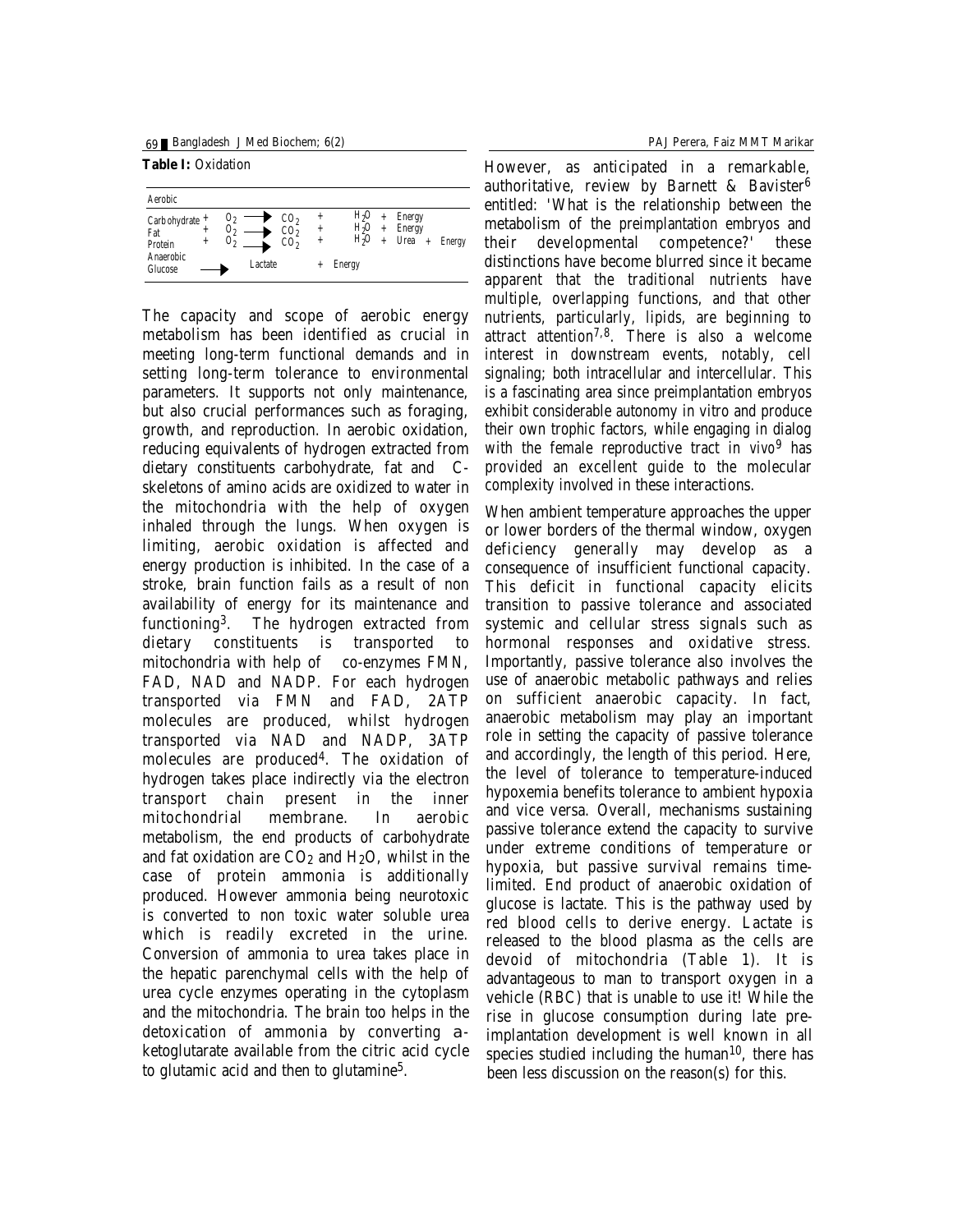**Table I:** Oxidation

| Aerobic | | | | | | | | | | |
|---|---|---|---|---|---|---|---|---|---|---|
| Carbohydrate | + | $O_2$ | → | $CO_2$ | + | $H_2O$ | + | Energy | | |
| Fat | + | $O_2$ | → | $CO_2$ | + | $H_2O$ | + | Energy | | |
| Protein | + | $O_2$ | → | $CO_2$ | + | $H_2O$ | + | Urea | + | Energy |
| Anaerobic | | | | | | | | | | |
| Glucose | | | → | Lactate | + | Energy | | | | |

The capacity and scope of aerobic energy metabolism has been identified as crucial in meeting long-term functional demands and in setting long-term tolerance to environmental parameters. It supports not only maintenance, but also crucial performances such as foraging, growth, and reproduction. In aerobic oxidation, reducing equivalents of hydrogen extracted from dietary constituents carbohydrate, fat and C-skeletons of amino acids are oxidized to water in the mitochondria with the help of oxygen inhaled through the lungs. When oxygen is limiting, aerobic oxidation is affected and energy production is inhibited. In the case of a stroke, brain function fails as a result of non availability of energy for its maintenance and functioning[3]. The hydrogen extracted from dietary constituents is transported to mitochondria with help of co-enzymes FMN, FAD, NAD and NADP. For each hydrogen transported via FMN and FAD, 2ATP molecules are produced, whilst hydrogen transported via NAD and NADP, 3ATP molecules are produced[4]. The oxidation of hydrogen takes place indirectly via the electron transport chain present in the inner mitochondrial membrane. In aerobic metabolism, the end products of carbohydrate and fat oxidation are $CO_2$ and $H_2O$, whilst in the case of protein ammonia is additionally produced. However ammonia being neurotoxic is converted to non toxic water soluble urea which is readily excreted in the urine. Conversion of ammonia to urea takes place in the hepatic parenchymal cells with the help of urea cycle enzymes operating in the cytoplasm and the mitochondria. The brain too helps in the detoxication of ammonia by converting a-ketoglutarate available from the citric acid cycle to glutamic acid and then to glutamine[5].

However, as anticipated in a remarkable, authoritative, review by Barnett & Bavister[6] entitled: 'What is the relationship between the metabolism of the preimplantation embryos and their developmental competence?' these distinctions have become blurred since it became apparent that the traditional nutrients have multiple, overlapping functions, and that other nutrients, particularly, lipids, are beginning to attract attention[7,8]. There is also a welcome interest in downstream events, notably, cell signaling; both intracellular and intercellular. This is a fascinating area since preimplantation embryos exhibit considerable autonomy in vitro and produce their own trophic factors, while engaging in dialog with the female reproductive tract in vivo[9] has provided an excellent guide to the molecular complexity involved in these interactions.

When ambient temperature approaches the upper or lower borders of the thermal window, oxygen deficiency generally may develop as a consequence of insufficient functional capacity. This deficit in functional capacity elicits transition to passive tolerance and associated systemic and cellular stress signals such as hormonal responses and oxidative stress. Importantly, passive tolerance also involves the use of anaerobic metabolic pathways and relies on sufficient anaerobic capacity. In fact, anaerobic metabolism may play an important role in setting the capacity of passive tolerance and accordingly, the length of this period. Here, the level of tolerance to temperature-induced hypoxemia benefits tolerance to ambient hypoxia and vice versa. Overall, mechanisms sustaining passive tolerance extend the capacity to survive under extreme conditions of temperature or hypoxia, but passive survival remains time-limited. End product of anaerobic oxidation of glucose is lactate. This is the pathway used by red blood cells to derive energy. Lactate is released to the blood plasma as the cells are devoid of mitochondria (Table 1). It is advantageous to man to transport oxygen in a vehicle (RBC) that is unable to use it! While the rise in glucose consumption during late pre-implantation development is well known in all species studied including the human[10], there has been less discussion on the reason(s) for this.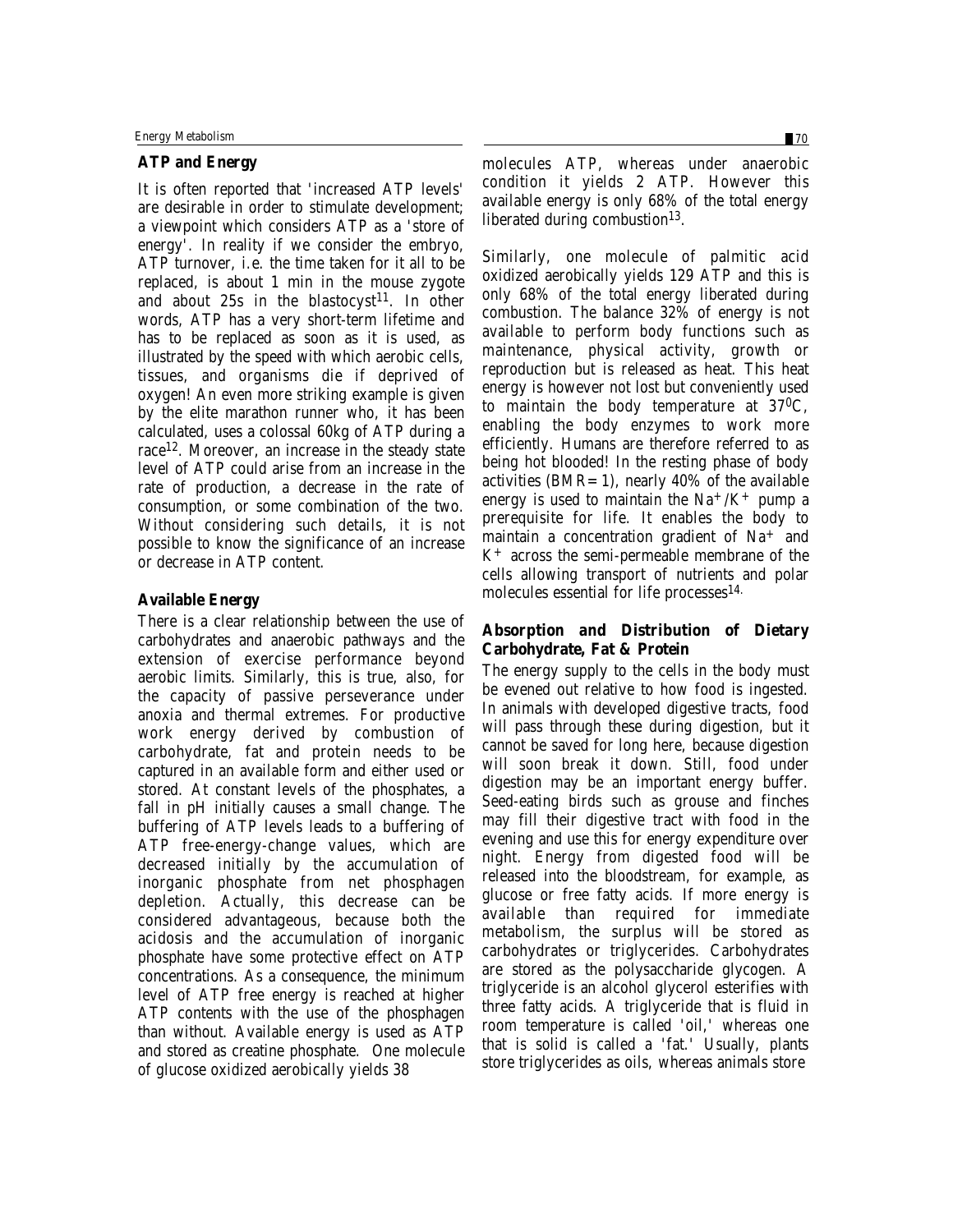### ATP and Energy

It is often reported that 'increased ATP levels' are desirable in order to stimulate development; a viewpoint which considers ATP as a 'store of energy'. In reality if we consider the embryo, ATP turnover, i.e. the time taken for it all to be replaced, is about 1 min in the mouse zygote and about 25s in the blastocyst[11]. In other words, ATP has a very short-term lifetime and has to be replaced as soon as it is used, as illustrated by the speed with which aerobic cells, tissues, and organisms die if deprived of oxygen! An even more striking example is given by the elite marathon runner who, it has been calculated, uses a colossal 60kg of ATP during a race[12]. Moreover, an increase in the steady state level of ATP could arise from an increase in the rate of production, a decrease in the rate of consumption, or some combination of the two. Without considering such details, it is not possible to know the significance of an increase or decrease in ATP content.

### Available Energy

There is a clear relationship between the use of carbohydrates and anaerobic pathways and the extension of exercise performance beyond aerobic limits. Similarly, this is true, also, for the capacity of passive perseverance under anoxia and thermal extremes. For productive work energy derived by combustion of carbohydrate, fat and protein needs to be captured in an available form and either used or stored. At constant levels of the phosphates, a fall in pH initially causes a small change. The buffering of ATP levels leads to a buffering of ATP free-energy-change values, which are decreased initially by the accumulation of inorganic phosphate from net phosphagen depletion. Actually, this decrease can be considered advantageous, because both the acidosis and the accumulation of inorganic phosphate have some protective effect on ATP concentrations. As a consequence, the minimum level of ATP free energy is reached at higher ATP contents with the use of the phosphagen than without. Available energy is used as ATP and stored as creatine phosphate. One molecule of glucose oxidized aerobically yields 38 molecules ATP, whereas under anaerobic condition it yields 2 ATP. However this available energy is only 68% of the total energy liberated during combustion[13].

Similarly, one molecule of palmitic acid oxidized aerobically yields 129 ATP and this is only 68% of the total energy liberated during combustion. The balance 32% of energy is not available to perform body functions such as maintenance, physical activity, growth or reproduction but is released as heat. This heat energy is however not lost but conveniently used to maintain the body temperature at $37^0$C, enabling the body enzymes to work more efficiently. Humans are therefore referred to as being hot blooded! In the resting phase of body activities (BMR=1), nearly 40% of the available energy is used to maintain the $Na^+/K^+$ pump a prerequisite for life. It enables the body to maintain a concentration gradient of $Na^+$ and $K^+$ across the semi-permeable membrane of the cells allowing transport of nutrients and polar molecules essential for life processes[14].

### Absorption and Distribution of Dietary Carbohydrate, Fat & Protein

The energy supply to the cells in the body must be evened out relative to how food is ingested. In animals with developed digestive tracts, food will pass through these during digestion, but it cannot be saved for long here, because digestion will soon break it down. Still, food under digestion may be an important energy buffer. Seed-eating birds such as grouse and finches may fill their digestive tract with food in the evening and use this for energy expenditure over night. Energy from digested food will be released into the bloodstream, for example, as glucose or free fatty acids. If more energy is available than required for immediate metabolism, the surplus will be stored as carbohydrates or triglycerides. Carbohydrates are stored as the polysaccharide glycogen. A triglyceride is an alcohol glycerol esterifies with three fatty acids. A triglyceride that is fluid in room temperature is called 'oil,' whereas one that is solid is called a 'fat.' Usually, plants store triglycerides as oils, whereas animals store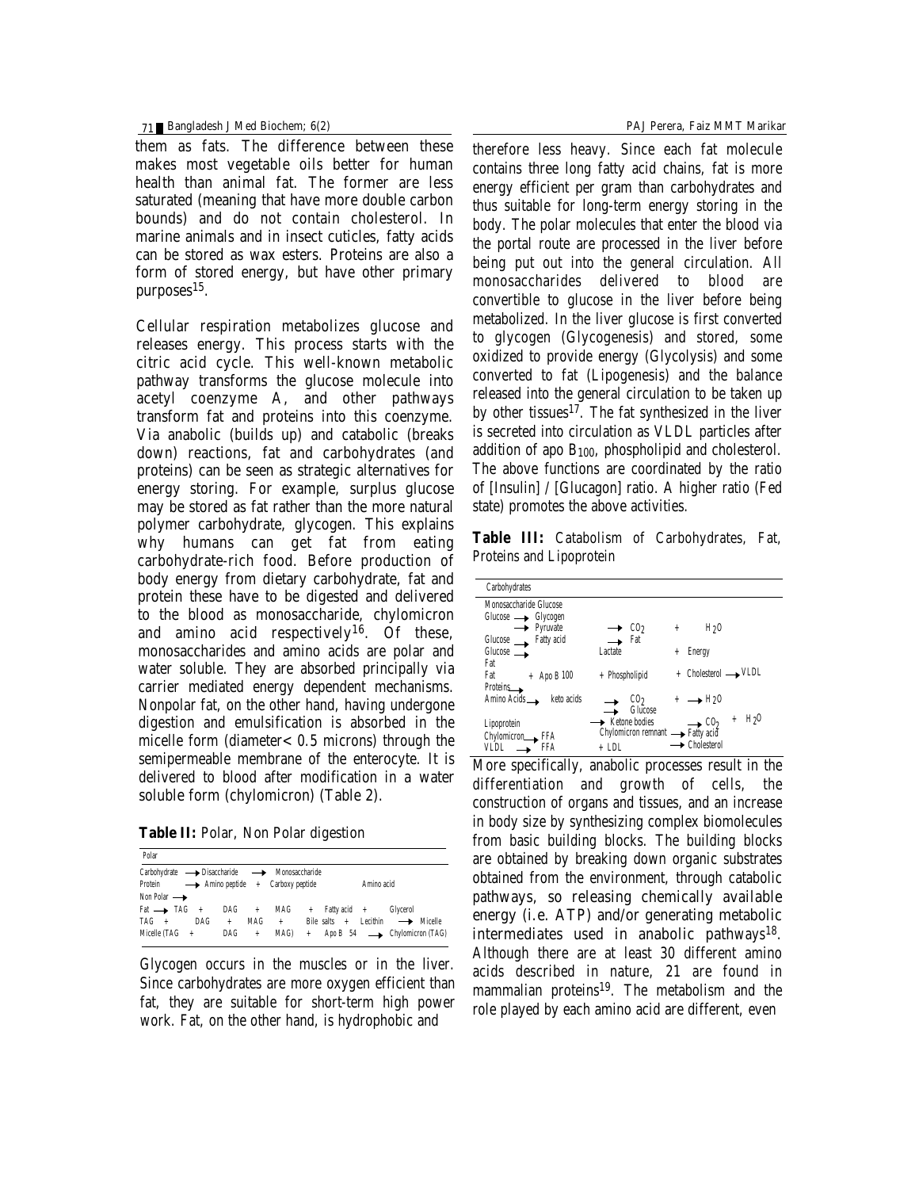them as fats. The difference between these makes most vegetable oils better for human health than animal fat. The former are less saturated (meaning that have more double carbon bounds) and do not contain cholesterol. In marine animals and in insect cuticles, fatty acids can be stored as wax esters. Proteins are also a form of stored energy, but have other primary purposes[15].

Cellular respiration metabolizes glucose and releases energy. This process starts with the citric acid cycle. This well-known metabolic pathway transforms the glucose molecule into acetyl coenzyme A, and other pathways transform fat and proteins into this coenzyme. Via anabolic (builds up) and catabolic (breaks down) reactions, fat and carbohydrates (and proteins) can be seen as strategic alternatives for energy storing. For example, surplus glucose may be stored as fat rather than the more natural polymer carbohydrate, glycogen. This explains why humans can get fat from eating carbohydrate-rich food. Before production of body energy from dietary carbohydrate, fat and protein these have to be digested and delivered to the blood as monosaccharide, chylomicron and amino acid respectively[16]. Of these, monosaccharides and amino acids are polar and water soluble. They are absorbed principally via carrier mediated energy dependent mechanisms. Nonpolar fat, on the other hand, having undergone digestion and emulsification is absorbed in the micelle form (diameter< 0.5 microns) through the semipermeable membrane of the enterocyte. It is delivered to blood after modification in a water soluble form (chylomicron) (Table 2).

**Table II:** Polar, Non Polar digestion

| Polar | | | | | | | | | |
|---|---|---|---|---|---|---|---|---|---|
| Carbohydrate → Disaccharide → Monosaccharide | | | | | | | | | |
| Protein → Amino peptide + Carboxy peptide | | | | | | Amino acid | | | |
| Non Polar → | | | | | | | | | |
| Fat → TAG | + | DAG | + | MAG | + | Fatty acid | + | Glycerol | |
| TAG + | DAG | + | MAG | + | Bile salts | + | Lecithin | → Micelle | |
| Micelle (TAG | + | DAG | + | MAG) | + | Apo B 54 | | → Chylomicron (TAG) | |

Glycogen occurs in the muscles or in the liver. Since carbohydrates are more oxygen efficient than fat, they are suitable for short-term high power work. Fat, on the other hand, is hydrophobic and therefore less heavy. Since each fat molecule contains three long fatty acid chains, fat is more energy efficient per gram than carbohydrates and thus suitable for long-term energy storing in the body. The polar molecules that enter the blood via the portal route are processed in the liver before being put out into the general circulation. All monosaccharides delivered to blood are convertible to glucose in the liver before being metabolized. In the liver glucose is first converted to glycogen (Glycogenesis) and stored, some oxidized to provide energy (Glycolysis) and some converted to fat (Lipogenesis) and the balance released into the general circulation to be taken up by other tissues[17]. The fat synthesized in the liver is secreted into circulation as VLDL particles after addition of apo $B_{100}$, phospholipid and cholesterol. The above functions are coordinated by the ratio of [Insulin] / [Glucagon] ratio. A higher ratio (Fed state) promotes the above activities.

**Table III:** Catabolism of Carbohydrates, Fat, Proteins and Lipoprotein

| Carbohydrates | | | |
|---|---|---|---|
| Monosaccharide Glucose | | | |
| Glucose → Glycogen | | | |
| → Pyruvate | → $CO_2$ | + | $H_2O$ |
| Glucose → Fatty acid | → Fat | | |
| Glucose → | Lactate | + | Energy |
| Fat | | | |
| Fat + Apo B 100 | + Phospholipid | + | Cholesterol → VLDL |
| Proteins → | | | |
| Amino Acids → keto acids | → $CO_2$ → Glucose | + | → $H_2O$ |
| Lipoprotein | → Ketone bodies | | → $CO_2$ + $H_2O$ |
| Chylomicron → FFA | Chylomicron remnant | | → Fatty acid |
| VLDL → FFA | + LDL | | → Cholesterol |

More specifically, anabolic processes result in the differentiation and growth of cells, the construction of organs and tissues, and an increase in body size by synthesizing complex biomolecules from basic building blocks. The building blocks are obtained by breaking down organic substrates obtained from the environment, through catabolic pathways, so releasing chemically available energy (i.e. ATP) and/or generating metabolic intermediates used in anabolic pathways[18]. Although there are at least 30 different amino acids described in nature, 21 are found in mammalian proteins[19]. The metabolism and the role played by each amino acid are different, even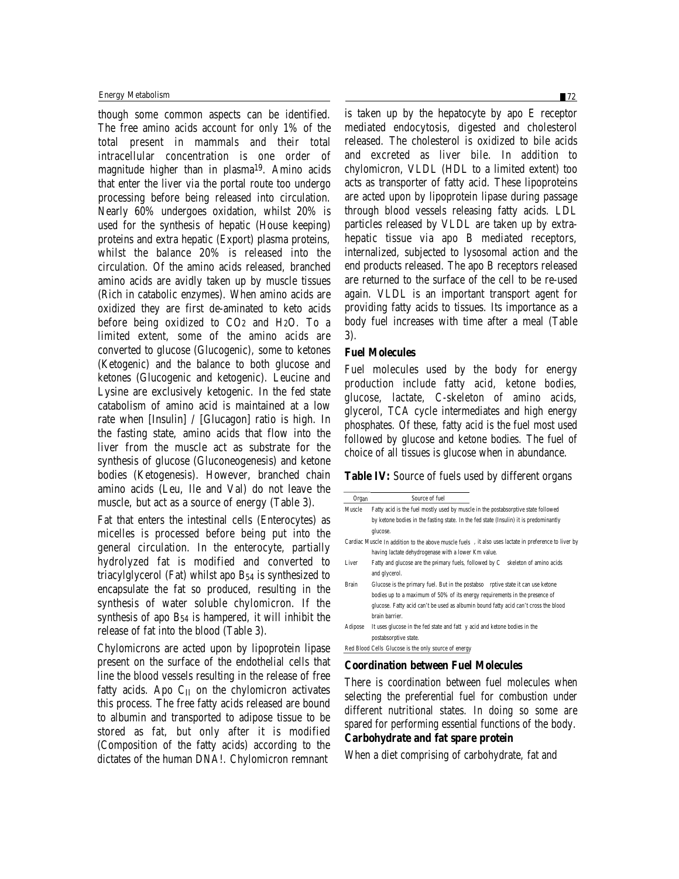though some common aspects can be identified. The free amino acids account for only 1% of the total present in mammals and their total intracellular concentration is one order of magnitude higher than in plasma[19]. Amino acids that enter the liver via the portal route too undergo processing before being released into circulation. Nearly 60% undergoes oxidation, whilst 20% is used for the synthesis of hepatic (House keeping) proteins and extra hepatic (Export) plasma proteins, whilst the balance 20% is released into the circulation. Of the amino acids released, branched amino acids are avidly taken up by muscle tissues (Rich in catabolic enzymes). When amino acids are oxidized they are first de-aminated to keto acids before being oxidized to $CO_2$ and $H_2O$. To a limited extent, some of the amino acids are converted to glucose (Glucogenic), some to ketones (Ketogenic) and the balance to both glucose and ketones (Glucogenic and ketogenic). Leucine and Lysine are exclusively ketogenic. In the fed state catabolism of amino acid is maintained at a low rate when [Insulin] / [Glucagon] ratio is high. In the fasting state, amino acids that flow into the liver from the muscle act as substrate for the synthesis of glucose (Gluconeogenesis) and ketone bodies (Ketogenesis). However, branched chain amino acids (Leu, Ile and Val) do not leave the muscle, but act as a source of energy (Table 3).

Fat that enters the intestinal cells (Enterocytes) as micelles is processed before being put into the general circulation. In the enterocyte, partially hydrolyzed fat is modified and converted to triacylglycerol (Fat) whilst apo $B_{54}$ is synthesized to encapsulate the fat so produced, resulting in the synthesis of water soluble chylomicron. If the synthesis of apo $B_{54}$ is hampered, it will inhibit the release of fat into the blood (Table 3).

Chylomicrons are acted upon by lipoprotein lipase present on the surface of the endothelial cells that line the blood vessels resulting in the release of free fatty acids. Apo $C_{II}$ on the chylomicron activates this process. The free fatty acids released are bound to albumin and transported to adipose tissue to be stored as fat, but only after it is modified (Composition of the fatty acids) according to the dictates of the human DNA!. Chylomicron remnant is taken up by the hepatocyte by apo E receptor mediated endocytosis, digested and cholesterol released. The cholesterol is oxidized to bile acids and excreted as liver bile. In addition to chylomicron, VLDL (HDL to a limited extent) too acts as transporter of fatty acid. These lipoproteins are acted upon by lipoprotein lipase during passage through blood vessels releasing fatty acids. LDL particles released by VLDL are taken up by extra-hepatic tissue via apo B mediated receptors, internalized, subjected to lysosomal action and the end products released. The apo B receptors released are returned to the surface of the cell to be re-used again. VLDL is an important transport agent for providing fatty acids to tissues. Its importance as a body fuel increases with time after a meal (Table 3).

### Fuel Molecules

Fuel molecules used by the body for energy production include fatty acid, ketone bodies, glucose, lactate, C-skeleton of amino acids, glycerol, TCA cycle intermediates and high energy phosphates. Of these, fatty acid is the fuel most used followed by glucose and ketone bodies. The fuel of choice of all tissues is glucose when in abundance.

**Table IV:** Source of fuels used by different organs

| Organ | Source of fuel |
|---|---|
| Muscle | Fatty acid is the fuel mostly used by muscle in the postabsorptive state followed by ketone bodies in the fasting state. In the fed state (Insulin) it is predominantly glucose. |
| Cardiac Muscle | In addition to the above muscle fuels , it also uses lactate in preference to liver by having lactate dehydrogenase with a lower Km value. |
| Liver | Fatty and glucose are the primary fuels, followed by C skeleton of amino acids and glycerol. |
| Brain | Glucose is the primary fuel. But in the postabsorptive state it can use ketone bodies up to a maximum of 50% of its energy requirements in the presence of glucose. Fatty acid can't be used as albumin bound fatty acid can't cross the blood brain barrier. |
| Adipose | It uses glucose in the fed state and fatty acid and ketone bodies in the postabsorptive state. |
| Red Blood Cells | Glucose is the only source of energy |

### Coordination between Fuel Molecules

There is coordination between fuel molecules when selecting the preferential fuel for combustion under different nutritional states. In doing so some are spared for performing essential functions of the body.

**Carbohydrate and fat spare protein**

When a diet comprising of carbohydrate, fat and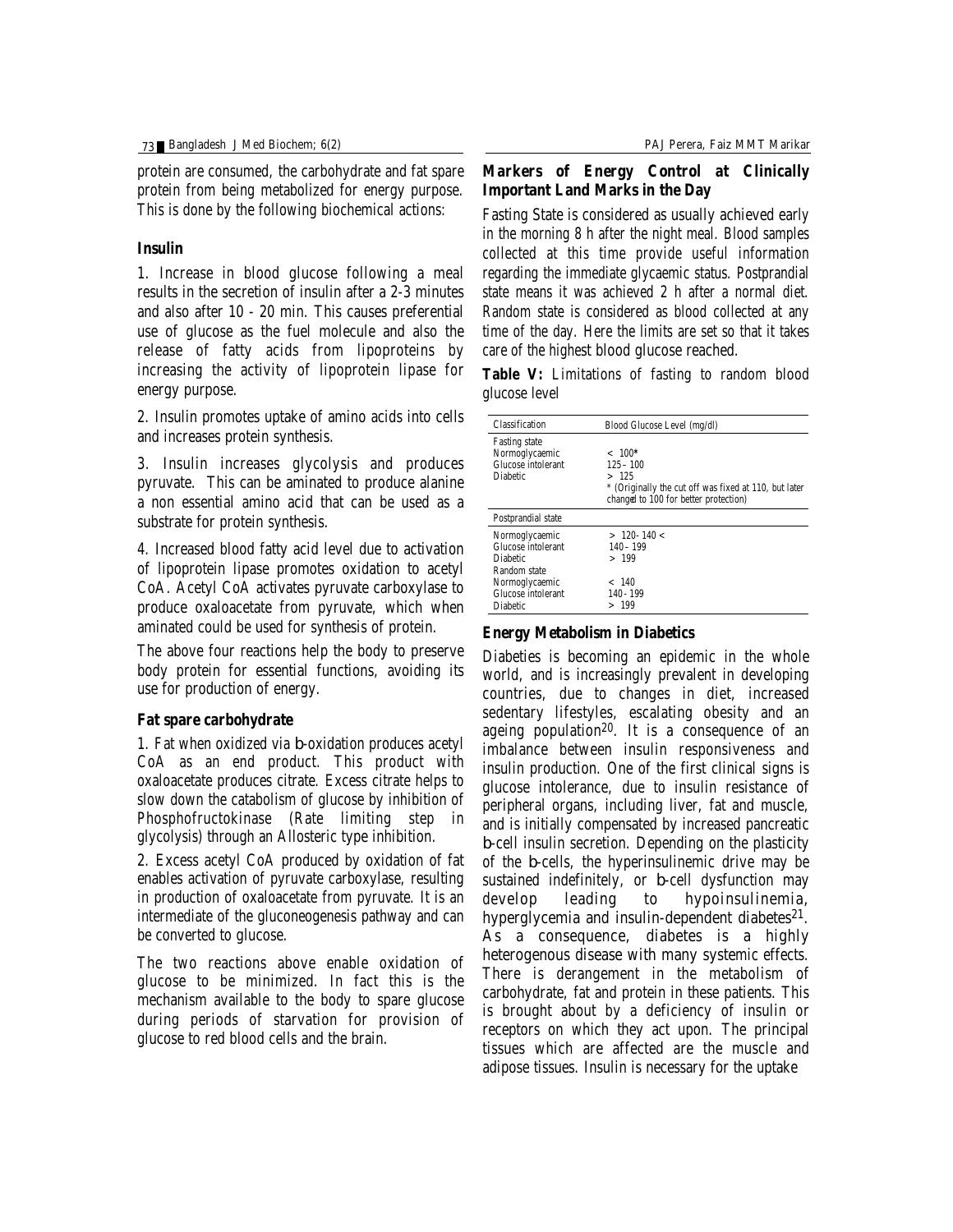protein are consumed, the carbohydrate and fat spare protein from being metabolized for energy purpose. This is done by the following biochemical actions:

### Insulin

1. Increase in blood glucose following a meal results in the secretion of insulin after a 2-3 minutes and also after 10 - 20 min. This causes preferential use of glucose as the fuel molecule and also the release of fatty acids from lipoproteins by increasing the activity of lipoprotein lipase for energy purpose.

2. Insulin promotes uptake of amino acids into cells and increases protein synthesis.

3. Insulin increases glycolysis and produces pyruvate. This can be aminated to produce alanine a non essential amino acid that can be used as a substrate for protein synthesis.

4. Increased blood fatty acid level due to activation of lipoprotein lipase promotes oxidation to acetyl CoA. Acetyl CoA activates pyruvate carboxylase to produce oxaloacetate from pyruvate, which when aminated could be used for synthesis of protein.

The above four reactions help the body to preserve body protein for essential functions, avoiding its use for production of energy.

### Fat spare carbohydrate

1. Fat when oxidized via b-oxidation produces acetyl CoA as an end product. This product with oxaloacetate produces citrate. Excess citrate helps to slow down the catabolism of glucose by inhibition of Phosphofructokinase (Rate limiting step in glycolysis) through an Allosteric type inhibition.

2. Excess acetyl CoA produced by oxidation of fat enables activation of pyruvate carboxylase, resulting in production of oxaloacetate from pyruvate. It is an intermediate of the gluconeogenesis pathway and can be converted to glucose.

The two reactions above enable oxidation of glucose to be minimized. In fact this is the mechanism available to the body to spare glucose during periods of starvation for provision of glucose to red blood cells and the brain.

### Markers of Energy Control at Clinically Important Land Marks in the Day

Fasting State is considered as usually achieved early in the morning 8 h after the night meal. Blood samples collected at this time provide useful information regarding the immediate glycaemic status. Postprandial state means it was achieved 2 h after a normal diet. Random state is considered as blood collected at any time of the day. Here the limits are set so that it takes care of the highest blood glucose reached.

**Table V:** Limitations of fasting to random blood glucose level

| Classification | Blood Glucose Level (mg/dl) |
|---|---|
| Fasting state | |
| Normoglycaemic | < 100* |
| Glucose intolerant | 125 – 100 |
| Diabetic | > 125 |
| | * (Originally the cut off was fixed at 110, but later changed to 100 for better protection) |
| Postprandial state | |
| Normoglycaemic | > 120- 140 < |
| Glucose intolerant | 140 – 199 |
| Diabetic | > 199 |
| Random state | |
| Normoglycaemic | < 140 |
| Glucose intolerant | 140 - 199 |
| Diabetic | > 199 |

### Energy Metabolism in Diabetics

Diabeties is becoming an epidemic in the whole world, and is increasingly prevalent in developing countries, due to changes in diet, increased sedentary lifestyles, escalating obesity and an ageing population[20]. It is a consequence of an imbalance between insulin responsiveness and insulin production. One of the first clinical signs is glucose intolerance, due to insulin resistance of peripheral organs, including liver, fat and muscle, and is initially compensated by increased pancreatic b-cell insulin secretion. Depending on the plasticity of the b-cells, the hyperinsulinemic drive may be sustained indefinitely, or b-cell dysfunction may develop leading to hypoinsulinemia, hyperglycemia and insulin-dependent diabetes[21]. As a consequence, diabetes is a highly heterogenous disease with many systemic effects. There is derangement in the metabolism of carbohydrate, fat and protein in these patients. This is brought about by a deficiency of insulin or receptors on which they act upon. The principal tissues which are affected are the muscle and adipose tissues. Insulin is necessary for the uptake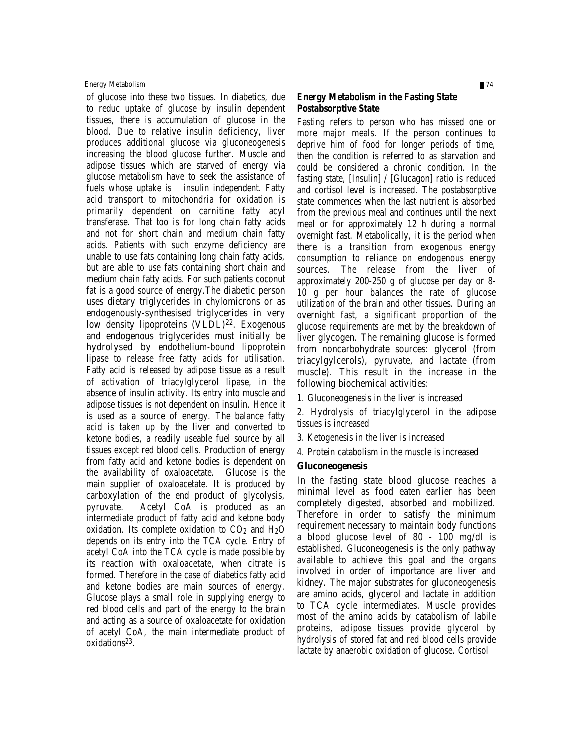of glucose into these two tissues. In diabetics, due to reduc uptake of glucose by insulin dependent tissues, there is accumulation of glucose in the blood. Due to relative insulin deficiency, liver produces additional glucose via gluconeogenesis increasing the blood glucose further. Muscle and adipose tissues which are starved of energy via glucose metabolism have to seek the assistance of fuels whose uptake is insulin independent. Fatty acid transport to mitochondria for oxidation is primarily dependent on carnitine fatty acyl transferase. That too is for long chain fatty acids and not for short chain and medium chain fatty acids. Patients with such enzyme deficiency are unable to use fats containing long chain fatty acids, but are able to use fats containing short chain and medium chain fatty acids. For such patients coconut fat is a good source of energy.The diabetic person uses dietary triglycerides in chylomicrons or as endogenously-synthesised triglycerides in very low density lipoproteins (VLDL)[22]. Exogenous and endogenous triglycerides must initially be hydrolysed by endothelium-bound lipoprotein lipase to release free fatty acids for utilisation. Fatty acid is released by adipose tissue as a result of activation of triacylglycerol lipase, in the absence of insulin activity. Its entry into muscle and adipose tissues is not dependent on insulin. Hence it is used as a source of energy. The balance fatty acid is taken up by the liver and converted to ketone bodies, a readily useable fuel source by all tissues except red blood cells. Production of energy from fatty acid and ketone bodies is dependent on the availability of oxaloacetate. Glucose is the main supplier of oxaloacetate. It is produced by carboxylation of the end product of glycolysis, pyruvate. Acetyl CoA is produced as an intermediate product of fatty acid and ketone body oxidation. Its complete oxidation to $CO_2$ and $H_2O$ depends on its entry into the TCA cycle. Entry of acetyl CoA into the TCA cycle is made possible by its reaction with oxaloacetate, when citrate is formed. Therefore in the case of diabetics fatty acid and ketone bodies are main sources of energy. Glucose plays a small role in supplying energy to red blood cells and part of the energy to the brain and acting as a source of oxaloacetate for oxidation of acetyl CoA, the main intermediate product of oxidations[23].

## Energy Metabolism in the Fasting State Postabsorptive State

Fasting refers to person who has missed one or more major meals. If the person continues to deprive him of food for longer periods of time, then the condition is referred to as starvation and could be considered a chronic condition. In the fasting state, [Insulin] / [Glucagon] ratio is reduced and cortisol level is increased. The postabsorptive state commences when the last nutrient is absorbed from the previous meal and continues until the next meal or for approximately 12 h during a normal overnight fast. Metabolically, it is the period when there is a transition from exogenous energy consumption to reliance on endogenous energy sources. The release from the liver of approximately 200-250 g of glucose per day or 8-10 g per hour balances the rate of glucose utilization of the brain and other tissues. During an overnight fast, a significant proportion of the glucose requirements are met by the breakdown of liver glycogen. The remaining glucose is formed from noncarbohydrate sources: glycerol (from triacylgylcerols), pyruvate, and lactate (from muscle). This result in the increase in the following biochemical activities:

1. Gluconeogenesis in the liver is increased
2. Hydrolysis of triacylglycerol in the adipose tissues is increased
3. Ketogenesis in the liver is increased
4. Protein catabolism in the muscle is increased

### Gluconeogenesis

In the fasting state blood glucose reaches a minimal level as food eaten earlier has been completely digested, absorbed and mobilized. Therefore in order to satisfy the minimum requirement necessary to maintain body functions a blood glucose level of 80 - 100 mg/dl is established. Gluconeogenesis is the only pathway available to achieve this goal and the organs involved in order of importance are liver and kidney. The major substrates for gluconeogenesis are amino acids, glycerol and lactate in addition to TCA cycle intermediates. Muscle provides most of the amino acids by catabolism of labile proteins, adipose tissues provide glycerol by hydrolysis of stored fat and red blood cells provide lactate by anaerobic oxidation of glucose. Cortisol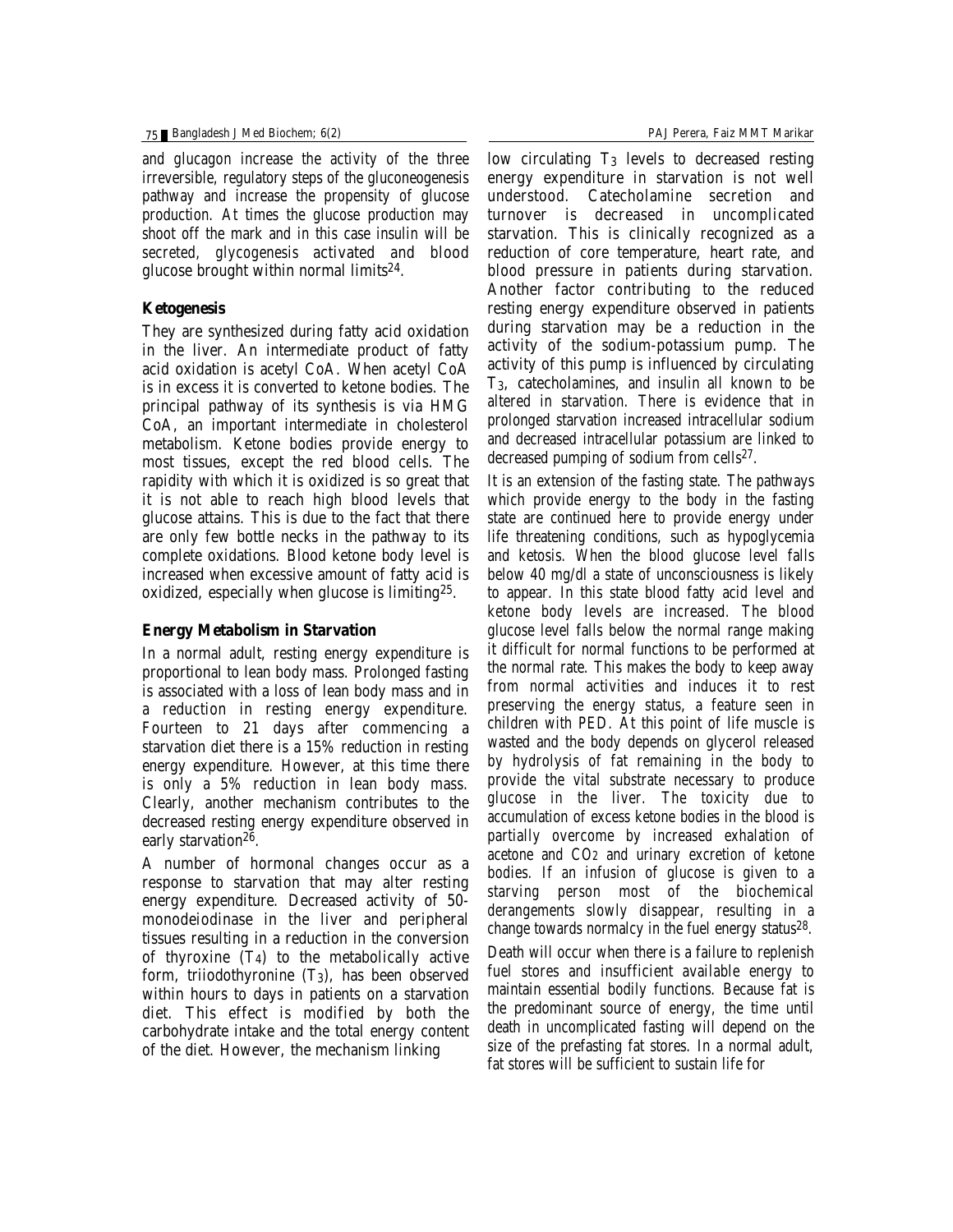and glucagon increase the activity of the three irreversible, regulatory steps of the gluconeogenesis pathway and increase the propensity of glucose production. At times the glucose production may shoot off the mark and in this case insulin will be secreted, glycogenesis activated and blood glucose brought within normal limits[24].

**Ketogenesis**

They are synthesized during fatty acid oxidation in the liver. An intermediate product of fatty acid oxidation is acetyl CoA. When acetyl CoA is in excess it is converted to ketone bodies. The principal pathway of its synthesis is via HMG CoA, an important intermediate in cholesterol metabolism. Ketone bodies provide energy to most tissues, except the red blood cells. The rapidity with which it is oxidized is so great that it is not able to reach high blood levels that glucose attains. This is due to the fact that there are only few bottle necks in the pathway to its complete oxidations. Blood ketone body level is increased when excessive amount of fatty acid is oxidized, especially when glucose is limiting[25].

**Energy Metabolism in Starvation**

In a normal adult, resting energy expenditure is proportional to lean body mass. Prolonged fasting is associated with a loss of lean body mass and in a reduction in resting energy expenditure. Fourteen to 21 days after commencing a starvation diet there is a 15% reduction in resting energy expenditure. However, at this time there is only a 5% reduction in lean body mass. Clearly, another mechanism contributes to the decreased resting energy expenditure observed in early starvation[26].

A number of hormonal changes occur as a response to starvation that may alter resting energy expenditure. Decreased activity of 50-monodeiodinase in the liver and peripheral tissues resulting in a reduction in the conversion of thyroxine ($T_4$) to the metabolically active form, triiodothyronine ($T_3$), has been observed within hours to days in patients on a starvation diet. This effect is modified by both the carbohydrate intake and the total energy content of the diet. However, the mechanism linking low circulating $T_3$ levels to decreased resting energy expenditure in starvation is not well understood. Catecholamine secretion and turnover is decreased in uncomplicated starvation. This is clinically recognized as a reduction of core temperature, heart rate, and blood pressure in patients during starvation. Another factor contributing to the reduced resting energy expenditure observed in patients during starvation may be a reduction in the activity of the sodium-potassium pump. The activity of this pump is influenced by circulating $T_3$, catecholamines, and insulin all known to be altered in starvation. There is evidence that in prolonged starvation increased intracellular sodium and decreased intracellular potassium are linked to decreased pumping of sodium from cells[27].

It is an extension of the fasting state. The pathways which provide energy to the body in the fasting state are continued here to provide energy under life threatening conditions, such as hypoglycemia and ketosis. When the blood glucose level falls below 40 mg/dl a state of unconsciousness is likely to appear. In this state blood fatty acid level and ketone body levels are increased. The blood glucose level falls below the normal range making it difficult for normal functions to be performed at the normal rate. This makes the body to keep away from normal activities and induces it to rest preserving the energy status, a feature seen in children with PED. At this point of life muscle is wasted and the body depends on glycerol released by hydrolysis of fat remaining in the body to provide the vital substrate necessary to produce glucose in the liver. The toxicity due to accumulation of excess ketone bodies in the blood is partially overcome by increased exhalation of acetone and $CO_2$ and urinary excretion of ketone bodies. If an infusion of glucose is given to a starving person most of the biochemical derangements slowly disappear, resulting in a change towards normalcy in the fuel energy status[28].

Death will occur when there is a failure to replenish fuel stores and insufficient available energy to maintain essential bodily functions. Because fat is the predominant source of energy, the time until death in uncomplicated fasting will depend on the size of the prefasting fat stores. In a normal adult, fat stores will be sufficient to sustain life for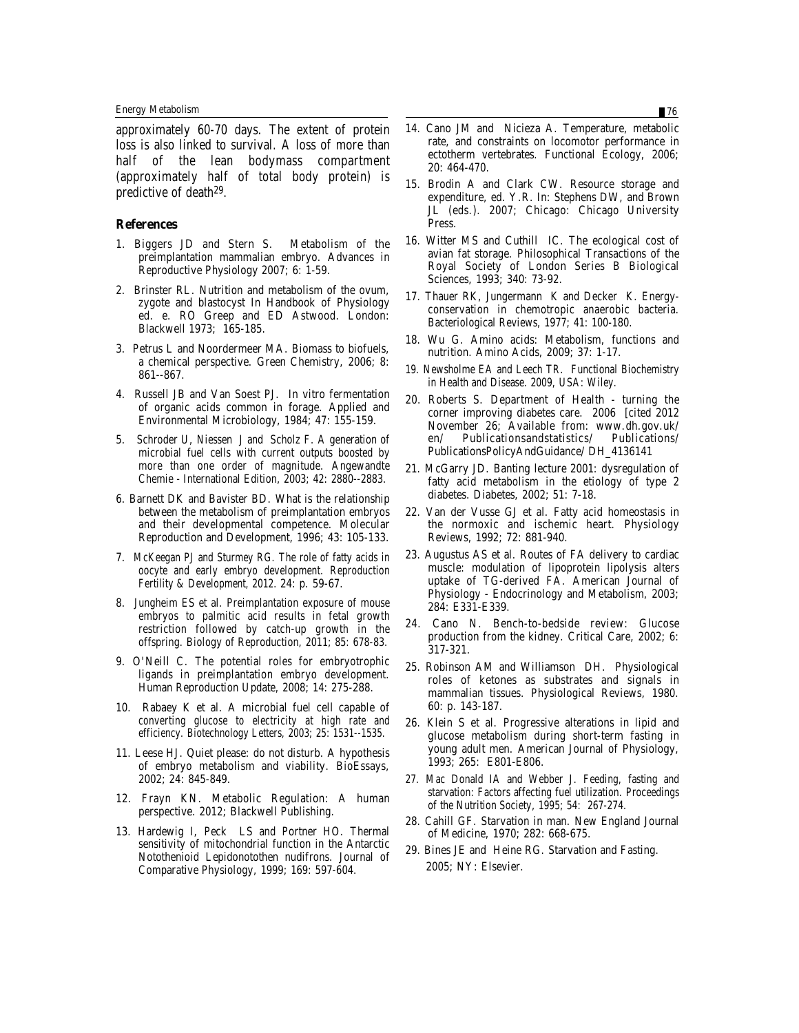approximately 60-70 days. The extent of protein loss is also linked to survival. A loss of more than half of the lean bodymass compartment (approximately half of total body protein) is predictive of death[29].

### References

1. Biggers JD and Stern S. Metabolism of the preimplantation mammalian embryo. Advances in Reproductive Physiology 2007; 6: 1-59.
2. Brinster RL. Nutrition and metabolism of the ovum, zygote and blastocyst In Handbook of Physiology ed. e. RO Greep and ED Astwood. London: Blackwell 1973; 165-185.
3. Petrus L and Noordermeer MA. Biomass to biofuels, a chemical perspective. Green Chemistry, 2006; 8: 861--867.
4. Russell JB and Van Soest PJ. In vitro fermentation of organic acids common in forage. Applied and Environmental Microbiology, 1984; 47: 155-159.
5. Schroder U, Niessen J and Scholz F. A generation of microbial fuel cells with current outputs boosted by more than one order of magnitude. Angewandte Chemie - International Edition, 2003; 42: 2880--2883.
6. Barnett DK and Bavister BD. What is the relationship between the metabolism of preimplantation embryos and their developmental competence. Molecular Reproduction and Development, 1996; 43: 105-133.
7. McKeegan PJ and Sturmey RG. The role of fatty acids in oocyte and early embryo development. Reproduction Fertility & Development, 2012. 24: p. 59-67.
8. Jungheim ES et al. Preimplantation exposure of mouse embryos to palmitic acid results in fetal growth restriction followed by catch-up growth in the offspring. Biology of Reproduction, 2011; 85: 678-83.
9. O'Neill C. The potential roles for embryotrophic ligands in preimplantation embryo development. Human Reproduction Update, 2008; 14: 275-288.
10. Rabaey K et al. A microbial fuel cell capable of converting glucose to electricity at high rate and efficiency. Biotechnology Letters, 2003; 25: 1531--1535.
11. Leese HJ. Quiet please: do not disturb. A hypothesis of embryo metabolism and viability. BioEssays, 2002; 24: 845-849.
12. Frayn KN. Metabolic Regulation: A human perspective. 2012; Blackwell Publishing.
13. Hardewig I, Peck LS and Portner HO. Thermal sensitivity of mitochondrial function in the Antarctic Notothenioid Lepidonotothen nudifrons. Journal of Comparative Physiology, 1999; 169: 597-604.
14. Cano JM and Nicieza A. Temperature, metabolic rate, and constraints on locomotor performance in ectotherm vertebrates. Functional Ecology, 2006; 20: 464-470.
15. Brodin A and Clark CW. Resource storage and expenditure, ed. Y.R. In: Stephens DW, and Brown JL (eds.). 2007; Chicago: Chicago University Press.
16. Witter MS and Cuthill IC. The ecological cost of avian fat storage. Philosophical Transactions of the Royal Society of London Series B Biological Sciences, 1993; 340: 73-92.
17. Thauer RK, Jungermann K and Decker K. Energy-conservation in chemotropic anaerobic bacteria. Bacteriological Reviews, 1977; 41: 100-180.
18. Wu G. Amino acids: Metabolism, functions and nutrition. Amino Acids, 2009; 37: 1-17.
19. Newsholme EA and Leech TR. Functional Biochemistry in Health and Disease. 2009, USA: Wiley.
20. Roberts S. Department of Health - turning the corner improving diabetes care. 2006 [cited 2012 November 26; Available from: www.dh.gov.uk/en/ Publicationsandstatistics/ Publications/ PublicationsPolicyAndGuidance/ DH_4136141
21. McGarry JD. Banting lecture 2001: dysregulation of fatty acid metabolism in the etiology of type 2 diabetes. Diabetes, 2002; 51: 7-18.
22. Van der Vusse GJ et al. Fatty acid homeostasis in the normoxic and ischemic heart. Physiology Reviews, 1992; 72: 881-940.
23. Augustus AS et al. Routes of FA delivery to cardiac muscle: modulation of lipoprotein lipolysis alters uptake of TG-derived FA. American Journal of Physiology - Endocrinology and Metabolism, 2003; 284: E331-E339.
24. Cano N. Bench-to-bedside review: Glucose production from the kidney. Critical Care, 2002; 6: 317-321.
25. Robinson AM and Williamson DH. Physiological roles of ketones as substrates and signals in mammalian tissues. Physiological Reviews, 1980. 60: p. 143-187.
26. Klein S et al. Progressive alterations in lipid and glucose metabolism during short-term fasting in young adult men. American Journal of Physiology, 1993; 265: E801-E806.
27. Mac Donald IA and Webber J. Feeding, fasting and starvation: Factors affecting fuel utilization. Proceedings of the Nutrition Society, 1995; 54: 267-274.
28. Cahill GF. Starvation in man. New England Journal of Medicine, 1970; 282: 668-675.
29. Bines JE and Heine RG. Starvation and Fasting. 2005; NY: Elsevier.